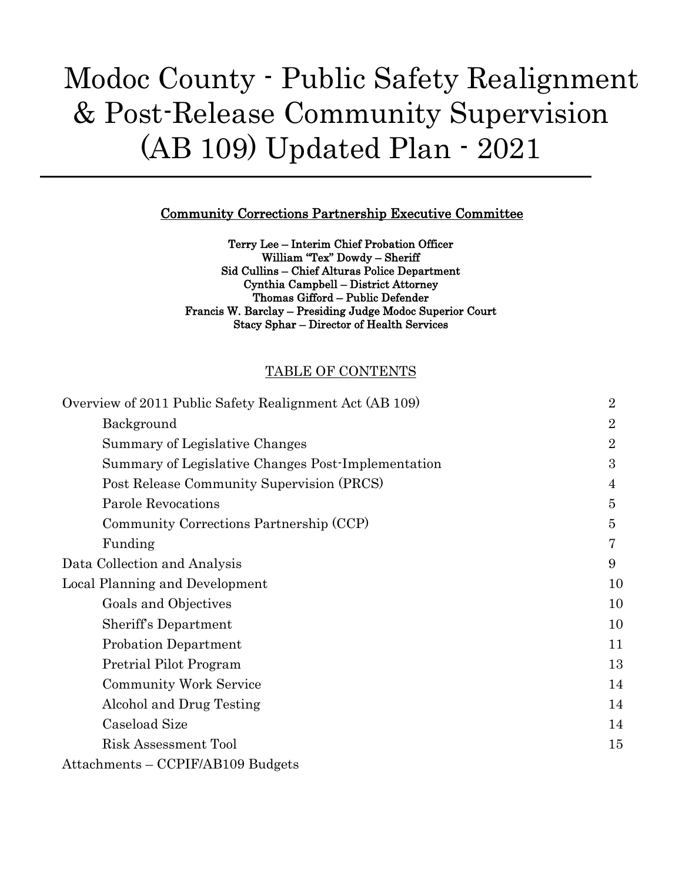# Modoc County - Public Safety Realignment & Post-Release Community Supervision (AB 109) Updated Plan - 2021

## Community Corrections Partnership Executive Committee

**Terry Lee – Interim Chief Probation Officer**
**William "Tex" Dowdy – Sheriff**
**Sid Cullins – Chief Alturas Police Department**
**Cynthia Campbell – District Attorney**
**Thomas Gifford – Public Defender**
**Francis W. Barclay – Presiding Judge Modoc Superior Court**
**Stacy Sphar – Director of Health Services**

TABLE OF CONTENTS

| | |
|---|---|
| Overview of 2011 Public Safety Realignment Act (AB 109) | 2 |
| Background | 2 |
| Summary of Legislative Changes | 2 |
| Summary of Legislative Changes Post-Implementation | 3 |
| Post Release Community Supervision (PRCS) | 4 |
| Parole Revocations | 5 |
| Community Corrections Partnership (CCP) | 5 |
| Funding | 7 |
| Data Collection and Analysis | 9 |
| Local Planning and Development | 10 |
| Goals and Objectives | 10 |
| Sheriff's Department | 10 |
| Probation Department | 11 |
| Pretrial Pilot Program | 13 |
| Community Work Service | 14 |
| Alcohol and Drug Testing | 14 |
| Caseload Size | 14 |
| Risk Assessment Tool | 15 |
| Attachments – CCPIF/AB109 Budgets | |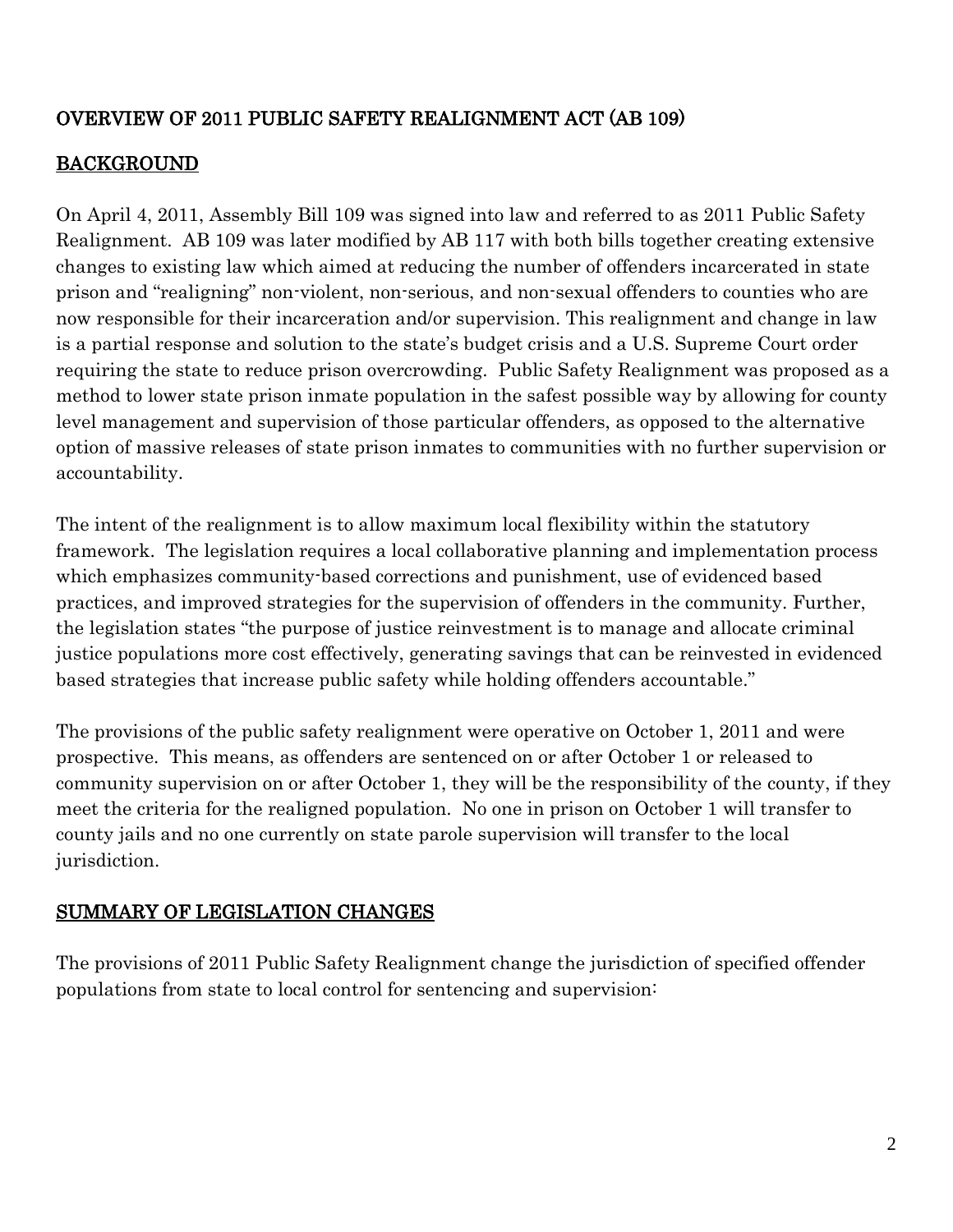# OVERVIEW OF 2011 PUBLIC SAFETY REALIGNMENT ACT (AB 109)

## BACKGROUND

On April 4, 2011, Assembly Bill 109 was signed into law and referred to as 2011 Public Safety Realignment. AB 109 was later modified by AB 117 with both bills together creating extensive changes to existing law which aimed at reducing the number of offenders incarcerated in state prison and "realigning" non-violent, non-serious, and non-sexual offenders to counties who are now responsible for their incarceration and/or supervision. This realignment and change in law is a partial response and solution to the state's budget crisis and a U.S. Supreme Court order requiring the state to reduce prison overcrowding. Public Safety Realignment was proposed as a method to lower state prison inmate population in the safest possible way by allowing for county level management and supervision of those particular offenders, as opposed to the alternative option of massive releases of state prison inmates to communities with no further supervision or accountability.

The intent of the realignment is to allow maximum local flexibility within the statutory framework. The legislation requires a local collaborative planning and implementation process which emphasizes community-based corrections and punishment, use of evidenced based practices, and improved strategies for the supervision of offenders in the community. Further, the legislation states "the purpose of justice reinvestment is to manage and allocate criminal justice populations more cost effectively, generating savings that can be reinvested in evidenced based strategies that increase public safety while holding offenders accountable."

The provisions of the public safety realignment were operative on October 1, 2011 and were prospective. This means, as offenders are sentenced on or after October 1 or released to community supervision on or after October 1, they will be the responsibility of the county, if they meet the criteria for the realigned population. No one in prison on October 1 will transfer to county jails and no one currently on state parole supervision will transfer to the local jurisdiction.

## SUMMARY OF LEGISLATION CHANGES

The provisions of 2011 Public Safety Realignment change the jurisdiction of specified offender populations from state to local control for sentencing and supervision: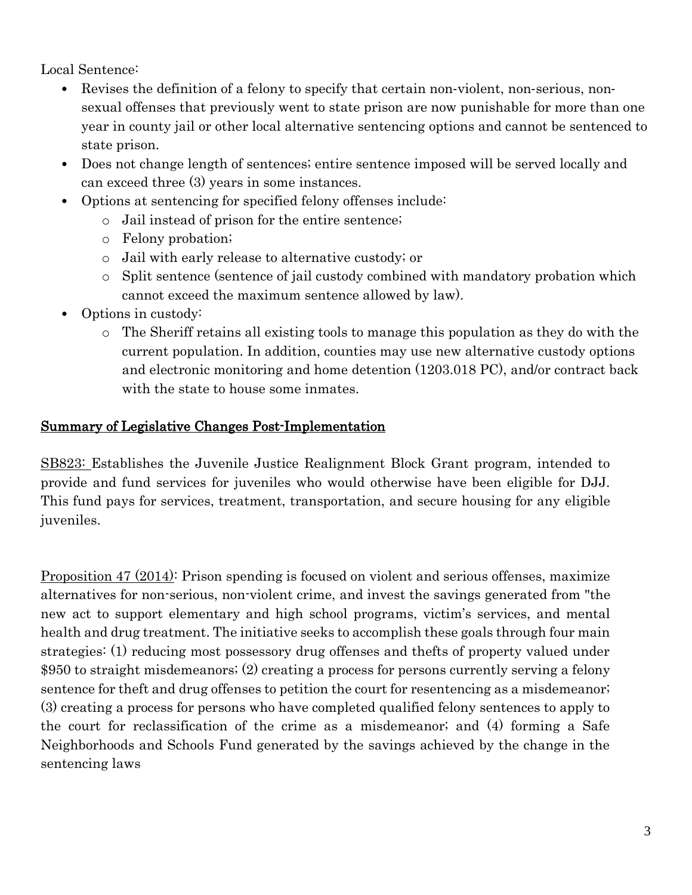Local Sentence:

- Revises the definition of a felony to specify that certain non-violent, non-serious, non-sexual offenses that previously went to state prison are now punishable for more than one year in county jail or other local alternative sentencing options and cannot be sentenced to state prison.
- Does not change length of sentences; entire sentence imposed will be served locally and can exceed three (3) years in some instances.
- Options at sentencing for specified felony offenses include:
  - Jail instead of prison for the entire sentence;
  - Felony probation;
  - Jail with early release to alternative custody; or
  - Split sentence (sentence of jail custody combined with mandatory probation which cannot exceed the maximum sentence allowed by law).
- Options in custody:
  - The Sheriff retains all existing tools to manage this population as they do with the current population. In addition, counties may use new alternative custody options and electronic monitoring and home detention (1203.018 PC), and/or contract back with the state to house some inmates.

## Summary of Legislative Changes Post-Implementation

SB823: Establishes the Juvenile Justice Realignment Block Grant program, intended to provide and fund services for juveniles who would otherwise have been eligible for DJJ. This fund pays for services, treatment, transportation, and secure housing for any eligible juveniles.

Proposition 47 (2014): Prison spending is focused on violent and serious offenses, maximize alternatives for non-serious, non-violent crime, and invest the savings generated from "the new act to support elementary and high school programs, victim's services, and mental health and drug treatment. The initiative seeks to accomplish these goals through four main strategies: (1) reducing most possessory drug offenses and thefts of property valued under $950 to straight misdemeanors; (2) creating a process for persons currently serving a felony sentence for theft and drug offenses to petition the court for resentencing as a misdemeanor; (3) creating a process for persons who have completed qualified felony sentences to apply to the court for reclassification of the crime as a misdemeanor; and (4) forming a Safe Neighborhoods and Schools Fund generated by the savings achieved by the change in the sentencing laws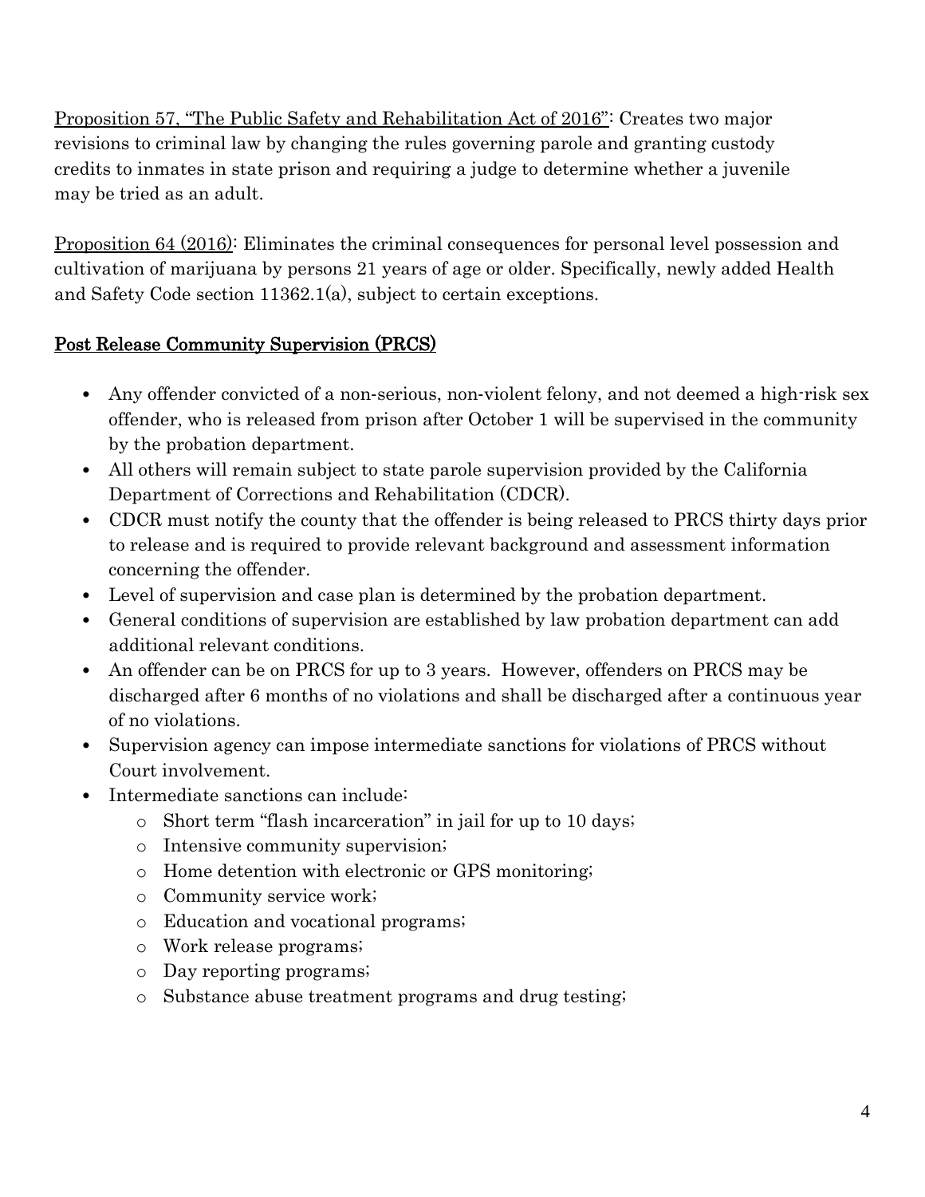<u>Proposition 57, "The Public Safety and Rehabilitation Act of 2016"</u>: Creates two major revisions to criminal law by changing the rules governing parole and granting custody credits to inmates in state prison and requiring a judge to determine whether a juvenile may be tried as an adult.

<u>Proposition 64 (2016)</u>: Eliminates the criminal consequences for personal level possession and cultivation of marijuana by persons 21 years of age or older. Specifically, newly added Health and Safety Code section 11362.1(a), subject to certain exceptions.

## <u>Post Release Community Supervision (PRCS)</u>

- Any offender convicted of a non-serious, non-violent felony, and not deemed a high-risk sex offender, who is released from prison after October 1 will be supervised in the community by the probation department.
- All others will remain subject to state parole supervision provided by the California Department of Corrections and Rehabilitation (CDCR).
- CDCR must notify the county that the offender is being released to PRCS thirty days prior to release and is required to provide relevant background and assessment information concerning the offender.
- Level of supervision and case plan is determined by the probation department.
- General conditions of supervision are established by law probation department can add additional relevant conditions.
- An offender can be on PRCS for up to 3 years. However, offenders on PRCS may be discharged after 6 months of no violations and shall be discharged after a continuous year of no violations.
- Supervision agency can impose intermediate sanctions for violations of PRCS without Court involvement.
- Intermediate sanctions can include:
    - Short term "flash incarceration" in jail for up to 10 days;
    - Intensive community supervision;
    - Home detention with electronic or GPS monitoring;
    - Community service work;
    - Education and vocational programs;
    - Work release programs;
    - Day reporting programs;
    - Substance abuse treatment programs and drug testing;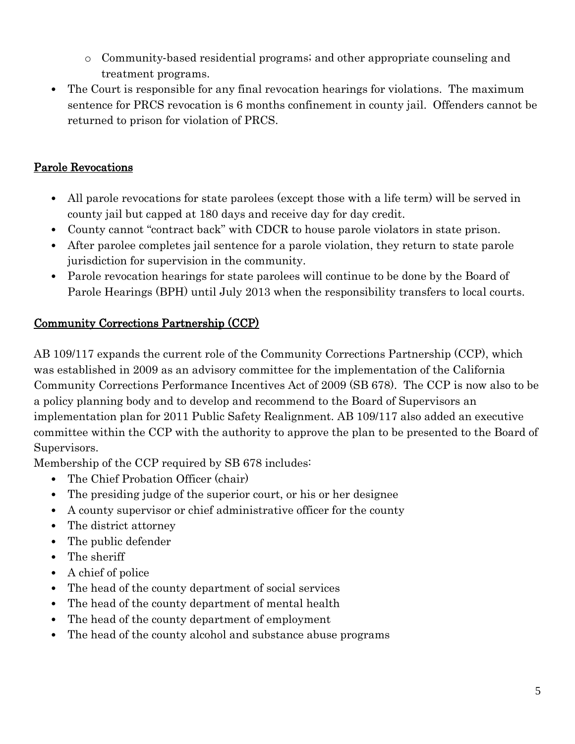- Community-based residential programs; and other appropriate counseling and treatment programs.
- The Court is responsible for any final revocation hearings for violations. The maximum sentence for PRCS revocation is 6 months confinement in county jail. Offenders cannot be returned to prison for violation of PRCS.

## Parole Revocations

- All parole revocations for state parolees (except those with a life term) will be served in county jail but capped at 180 days and receive day for day credit.
- County cannot "contract back" with CDCR to house parole violators in state prison.
- After parolee completes jail sentence for a parole violation, they return to state parole jurisdiction for supervision in the community.
- Parole revocation hearings for state parolees will continue to be done by the Board of Parole Hearings (BPH) until July 2013 when the responsibility transfers to local courts.

## Community Corrections Partnership (CCP)

AB 109/117 expands the current role of the Community Corrections Partnership (CCP), which was established in 2009 as an advisory committee for the implementation of the California Community Corrections Performance Incentives Act of 2009 (SB 678). The CCP is now also to be a policy planning body and to develop and recommend to the Board of Supervisors an implementation plan for 2011 Public Safety Realignment. AB 109/117 also added an executive committee within the CCP with the authority to approve the plan to be presented to the Board of Supervisors.

Membership of the CCP required by SB 678 includes:

- The Chief Probation Officer (chair)
- The presiding judge of the superior court, or his or her designee
- A county supervisor or chief administrative officer for the county
- The district attorney
- The public defender
- The sheriff
- A chief of police
- The head of the county department of social services
- The head of the county department of mental health
- The head of the county department of employment
- The head of the county alcohol and substance abuse programs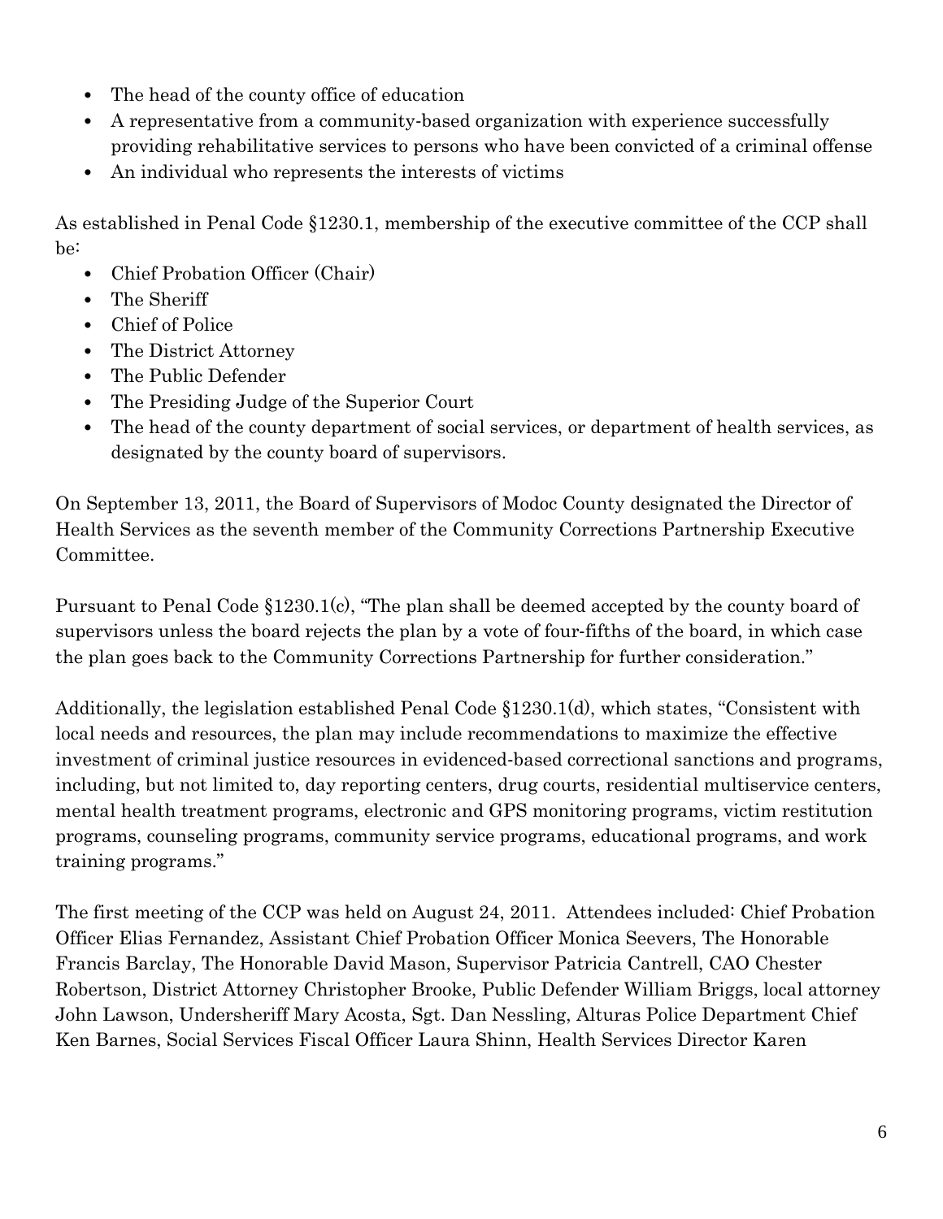- The head of the county office of education
- A representative from a community-based organization with experience successfully providing rehabilitative services to persons who have been convicted of a criminal offense
- An individual who represents the interests of victims

As established in Penal Code §1230.1, membership of the executive committee of the CCP shall be:

- Chief Probation Officer (Chair)
- The Sheriff
- Chief of Police
- The District Attorney
- The Public Defender
- The Presiding Judge of the Superior Court
- The head of the county department of social services, or department of health services, as designated by the county board of supervisors.

On September 13, 2011, the Board of Supervisors of Modoc County designated the Director of Health Services as the seventh member of the Community Corrections Partnership Executive Committee.

Pursuant to Penal Code §1230.1(c), "The plan shall be deemed accepted by the county board of supervisors unless the board rejects the plan by a vote of four-fifths of the board, in which case the plan goes back to the Community Corrections Partnership for further consideration."

Additionally, the legislation established Penal Code §1230.1(d), which states, "Consistent with local needs and resources, the plan may include recommendations to maximize the effective investment of criminal justice resources in evidenced-based correctional sanctions and programs, including, but not limited to, day reporting centers, drug courts, residential multiservice centers, mental health treatment programs, electronic and GPS monitoring programs, victim restitution programs, counseling programs, community service programs, educational programs, and work training programs."

The first meeting of the CCP was held on August 24, 2011. Attendees included: Chief Probation Officer Elias Fernandez, Assistant Chief Probation Officer Monica Seevers, The Honorable Francis Barclay, The Honorable David Mason, Supervisor Patricia Cantrell, CAO Chester Robertson, District Attorney Christopher Brooke, Public Defender William Briggs, local attorney John Lawson, Undersheriff Mary Acosta, Sgt. Dan Nessling, Alturas Police Department Chief Ken Barnes, Social Services Fiscal Officer Laura Shinn, Health Services Director Karen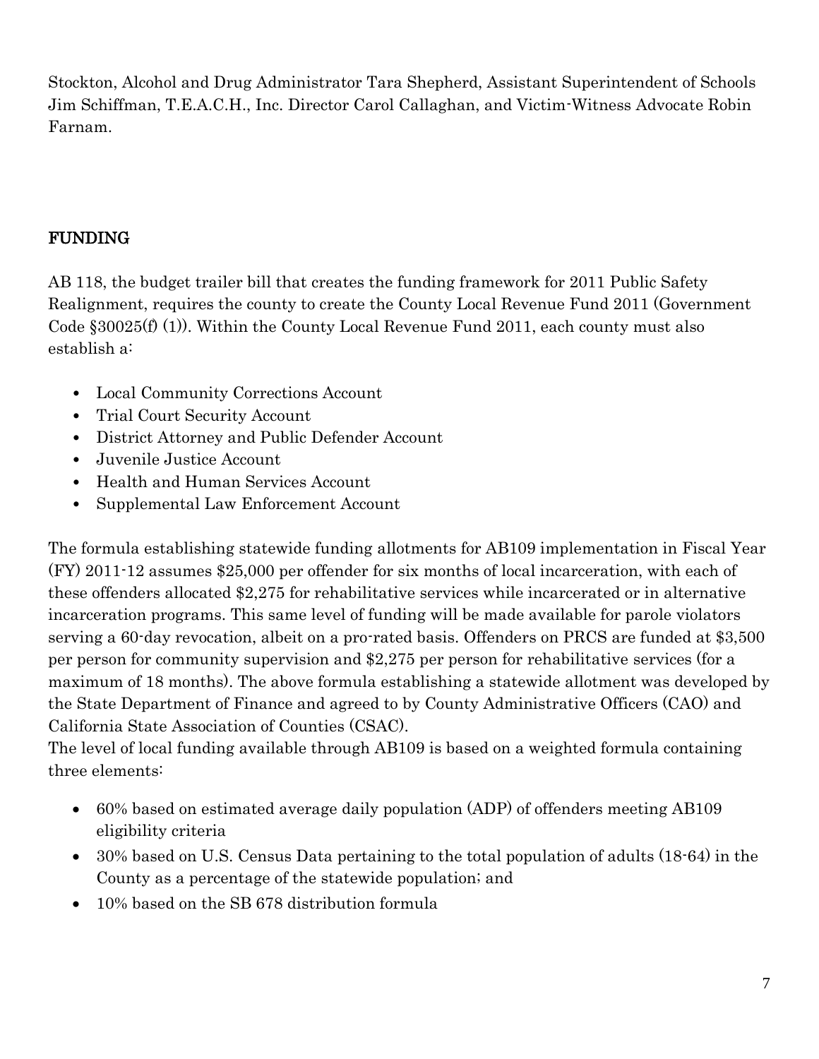Stockton, Alcohol and Drug Administrator Tara Shepherd, Assistant Superintendent of Schools Jim Schiffman, T.E.A.C.H., Inc. Director Carol Callaghan, and Victim-Witness Advocate Robin Farnam.

## FUNDING

AB 118, the budget trailer bill that creates the funding framework for 2011 Public Safety Realignment, requires the county to create the County Local Revenue Fund 2011 (Government Code §30025(f) (1)). Within the County Local Revenue Fund 2011, each county must also establish a:

- Local Community Corrections Account
- Trial Court Security Account
- District Attorney and Public Defender Account
- Juvenile Justice Account
- Health and Human Services Account
- Supplemental Law Enforcement Account

The formula establishing statewide funding allotments for AB109 implementation in Fiscal Year (FY) 2011-12 assumes $25,000 per offender for six months of local incarceration, with each of these offenders allocated $2,275 for rehabilitative services while incarcerated or in alternative incarceration programs. This same level of funding will be made available for parole violators serving a 60-day revocation, albeit on a pro-rated basis. Offenders on PRCS are funded at $3,500 per person for community supervision and $2,275 per person for rehabilitative services (for a maximum of 18 months). The above formula establishing a statewide allotment was developed by the State Department of Finance and agreed to by County Administrative Officers (CAO) and California State Association of Counties (CSAC).

The level of local funding available through AB109 is based on a weighted formula containing three elements:

- 60% based on estimated average daily population (ADP) of offenders meeting AB109 eligibility criteria
- 30% based on U.S. Census Data pertaining to the total population of adults (18-64) in the County as a percentage of the statewide population; and
- 10% based on the SB 678 distribution formula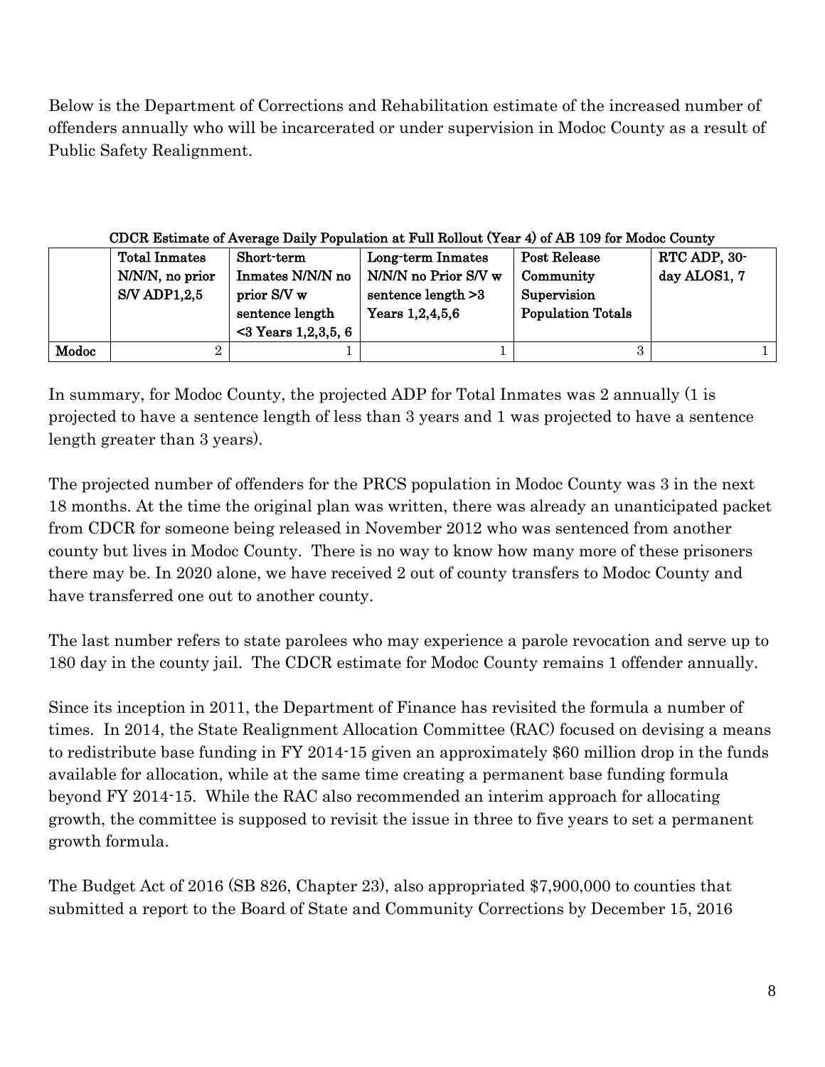Below is the Department of Corrections and Rehabilitation estimate of the increased number of offenders annually who will be incarcerated or under supervision in Modoc County as a result of Public Safety Realignment.

**CDCR Estimate of Average Daily Population at Full Rollout (Year 4) of AB 109 for Modoc County**

| | Total Inmates N/N/N, no prior S/V ADP1,2,5 | Short-term Inmates N/N/N no prior S/V w sentence length <3 Years 1,2,3,5, 6 | Long-term Inmates N/N/N no Prior S/V w sentence length >3 Years 1,2,4,5,6 | Post Release Community Supervision Population Totals | RTC ADP, 30-day ALOS1, 7 |
|---|---|---|---|---|---|
| Modoc | 2 | 1 | 1 | 3 | 1 |

In summary, for Modoc County, the projected ADP for Total Inmates was 2 annually (1 is projected to have a sentence length of less than 3 years and 1 was projected to have a sentence length greater than 3 years).

The projected number of offenders for the PRCS population in Modoc County was 3 in the next 18 months. At the time the original plan was written, there was already an unanticipated packet from CDCR for someone being released in November 2012 who was sentenced from another county but lives in Modoc County. There is no way to know how many more of these prisoners there may be. In 2020 alone, we have received 2 out of county transfers to Modoc County and have transferred one out to another county.

The last number refers to state parolees who may experience a parole revocation and serve up to 180 day in the county jail. The CDCR estimate for Modoc County remains 1 offender annually.

Since its inception in 2011, the Department of Finance has revisited the formula a number of times. In 2014, the State Realignment Allocation Committee (RAC) focused on devising a means to redistribute base funding in FY 2014-15 given an approximately $60 million drop in the funds available for allocation, while at the same time creating a permanent base funding formula beyond FY 2014-15. While the RAC also recommended an interim approach for allocating growth, the committee is supposed to revisit the issue in three to five years to set a permanent growth formula.

The Budget Act of 2016 (SB 826, Chapter 23), also appropriated $7,900,000 to counties that submitted a report to the Board of State and Community Corrections by December 15, 2016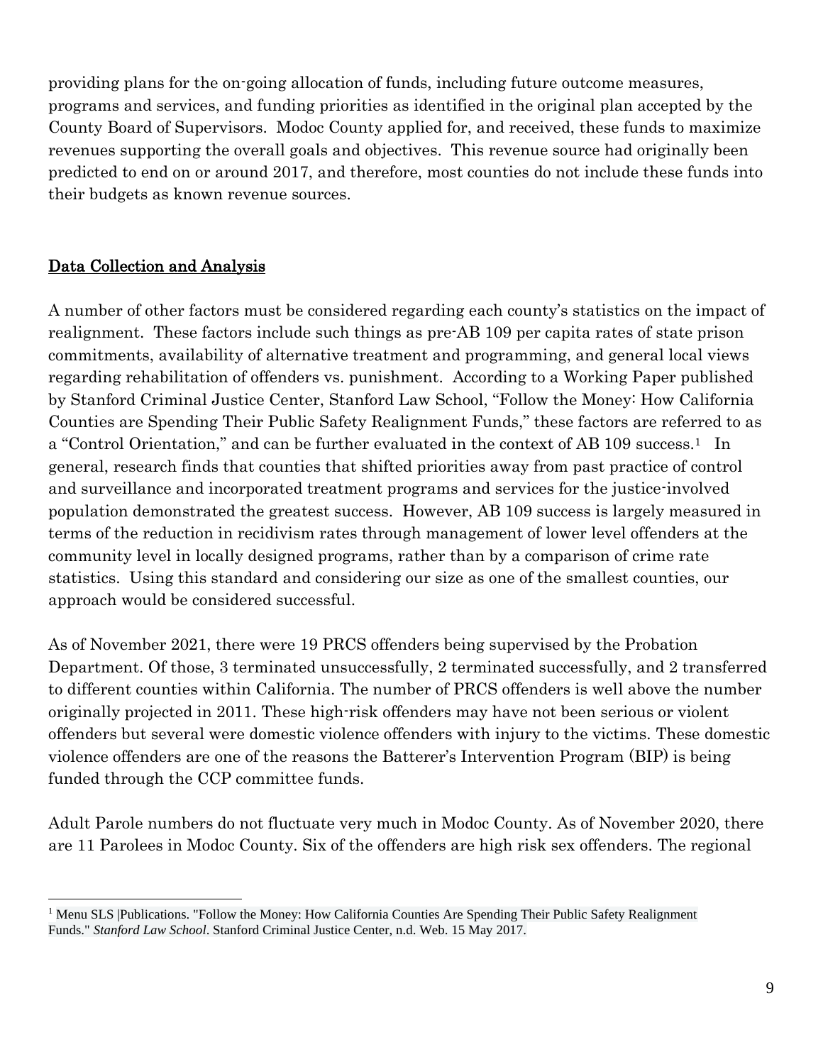providing plans for the on-going allocation of funds, including future outcome measures, programs and services, and funding priorities as identified in the original plan accepted by the County Board of Supervisors. Modoc County applied for, and received, these funds to maximize revenues supporting the overall goals and objectives. This revenue source had originally been predicted to end on or around 2017, and therefore, most counties do not include these funds into their budgets as known revenue sources.

## Data Collection and Analysis

A number of other factors must be considered regarding each county's statistics on the impact of realignment. These factors include such things as pre-AB 109 per capita rates of state prison commitments, availability of alternative treatment and programming, and general local views regarding rehabilitation of offenders vs. punishment. According to a Working Paper published by Stanford Criminal Justice Center, Stanford Law School, "Follow the Money: How California Counties are Spending Their Public Safety Realignment Funds," these factors are referred to as a "Control Orientation," and can be further evaluated in the context of AB 109 success.[1] In general, research finds that counties that shifted priorities away from past practice of control and surveillance and incorporated treatment programs and services for the justice-involved population demonstrated the greatest success. However, AB 109 success is largely measured in terms of the reduction in recidivism rates through management of lower level offenders at the community level in locally designed programs, rather than by a comparison of crime rate statistics. Using this standard and considering our size as one of the smallest counties, our approach would be considered successful.

As of November 2021, there were 19 PRCS offenders being supervised by the Probation Department. Of those, 3 terminated unsuccessfully, 2 terminated successfully, and 2 transferred to different counties within California. The number of PRCS offenders is well above the number originally projected in 2011. These high-risk offenders may have not been serious or violent offenders but several were domestic violence offenders with injury to the victims. These domestic violence offenders are one of the reasons the Batterer's Intervention Program (BIP) is being funded through the CCP committee funds.

Adult Parole numbers do not fluctuate very much in Modoc County. As of November 2020, there are 11 Parolees in Modoc County. Six of the offenders are high risk sex offenders. The regional

[1] Menu SLS |Publications. "Follow the Money: How California Counties Are Spending Their Public Safety Realignment Funds." *Stanford Law School*. Stanford Criminal Justice Center, n.d. Web. 15 May 2017.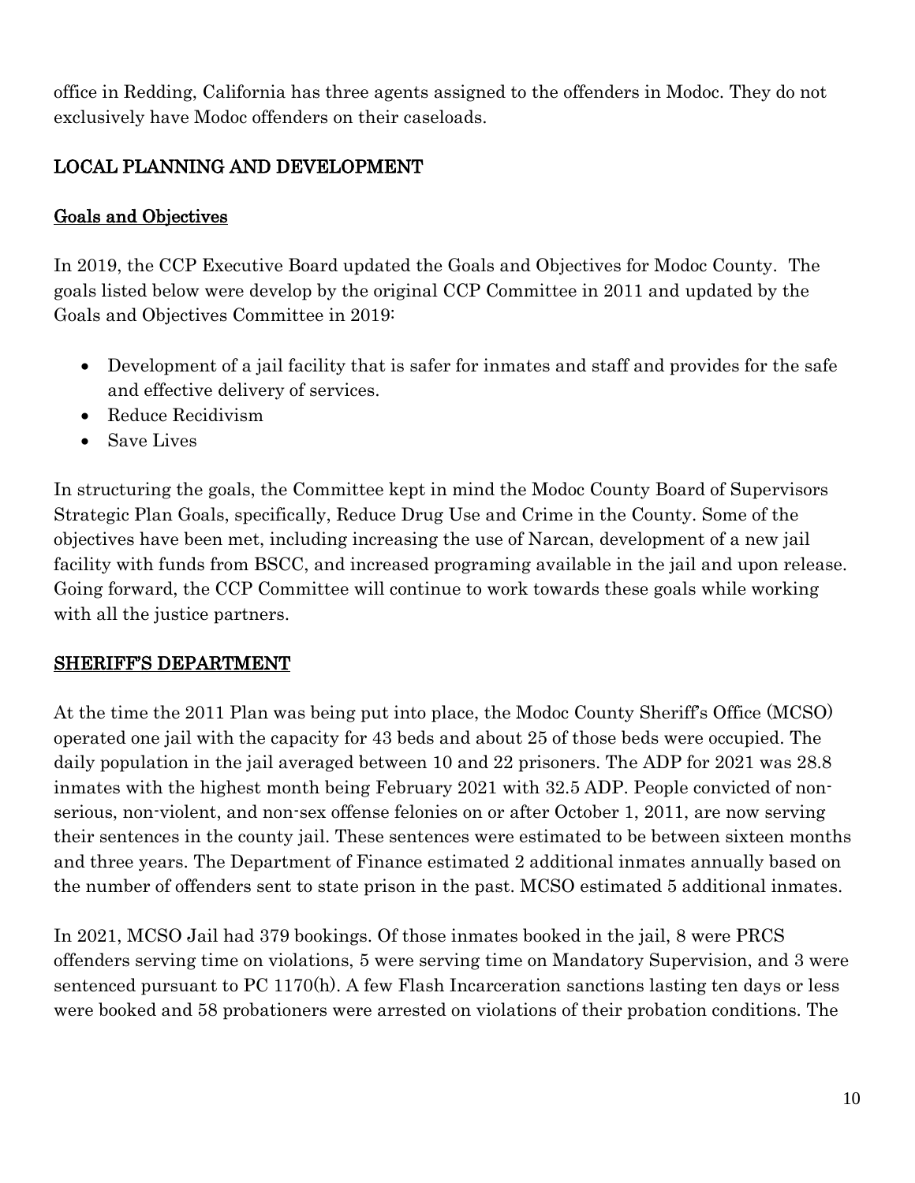office in Redding, California has three agents assigned to the offenders in Modoc. They do not exclusively have Modoc offenders on their caseloads.

## LOCAL PLANNING AND DEVELOPMENT

### Goals and Objectives

In 2019, the CCP Executive Board updated the Goals and Objectives for Modoc County. The goals listed below were develop by the original CCP Committee in 2011 and updated by the Goals and Objectives Committee in 2019:

- Development of a jail facility that is safer for inmates and staff and provides for the safe and effective delivery of services.
- Reduce Recidivism
- Save Lives

In structuring the goals, the Committee kept in mind the Modoc County Board of Supervisors Strategic Plan Goals, specifically, Reduce Drug Use and Crime in the County. Some of the objectives have been met, including increasing the use of Narcan, development of a new jail facility with funds from BSCC, and increased programing available in the jail and upon release. Going forward, the CCP Committee will continue to work towards these goals while working with all the justice partners.

## SHERIFF'S DEPARTMENT

At the time the 2011 Plan was being put into place, the Modoc County Sheriff's Office (MCSO) operated one jail with the capacity for 43 beds and about 25 of those beds were occupied. The daily population in the jail averaged between 10 and 22 prisoners. The ADP for 2021 was 28.8 inmates with the highest month being February 2021 with 32.5 ADP. People convicted of non-serious, non-violent, and non-sex offense felonies on or after October 1, 2011, are now serving their sentences in the county jail. These sentences were estimated to be between sixteen months and three years. The Department of Finance estimated 2 additional inmates annually based on the number of offenders sent to state prison in the past. MCSO estimated 5 additional inmates.

In 2021, MCSO Jail had 379 bookings. Of those inmates booked in the jail, 8 were PRCS offenders serving time on violations, 5 were serving time on Mandatory Supervision, and 3 were sentenced pursuant to PC 1170(h). A few Flash Incarceration sanctions lasting ten days or less were booked and 58 probationers were arrested on violations of their probation conditions. The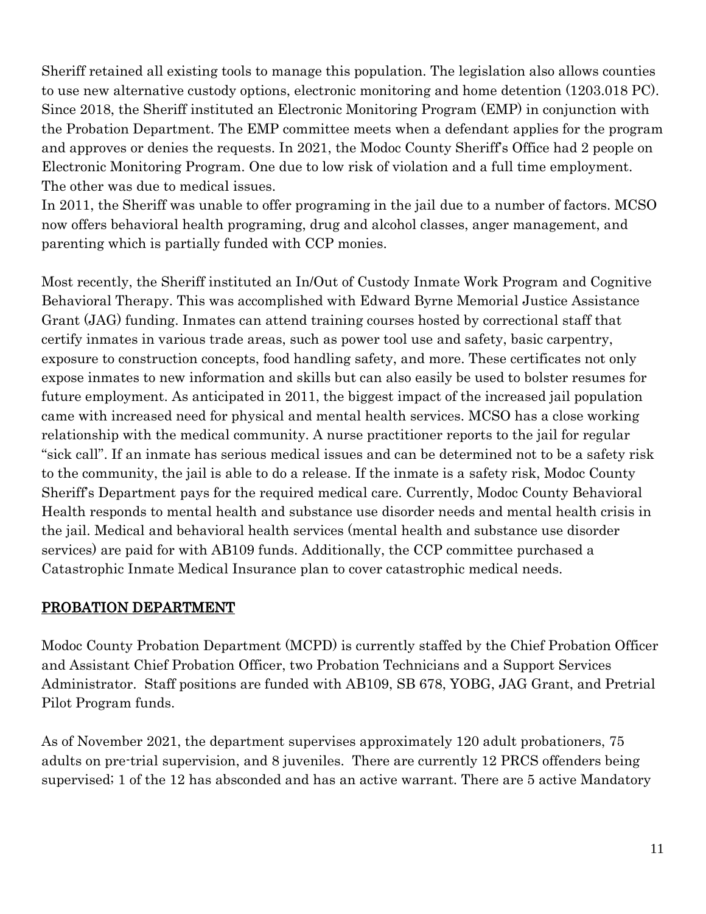Sheriff retained all existing tools to manage this population. The legislation also allows counties to use new alternative custody options, electronic monitoring and home detention (1203.018 PC). Since 2018, the Sheriff instituted an Electronic Monitoring Program (EMP) in conjunction with the Probation Department. The EMP committee meets when a defendant applies for the program and approves or denies the requests. In 2021, the Modoc County Sheriff's Office had 2 people on Electronic Monitoring Program. One due to low risk of violation and a full time employment. The other was due to medical issues.
In 2011, the Sheriff was unable to offer programing in the jail due to a number of factors. MCSO now offers behavioral health programing, drug and alcohol classes, anger management, and parenting which is partially funded with CCP monies.

Most recently, the Sheriff instituted an In/Out of Custody Inmate Work Program and Cognitive Behavioral Therapy. This was accomplished with Edward Byrne Memorial Justice Assistance Grant (JAG) funding. Inmates can attend training courses hosted by correctional staff that certify inmates in various trade areas, such as power tool use and safety, basic carpentry, exposure to construction concepts, food handling safety, and more. These certificates not only expose inmates to new information and skills but can also easily be used to bolster resumes for future employment. As anticipated in 2011, the biggest impact of the increased jail population came with increased need for physical and mental health services. MCSO has a close working relationship with the medical community. A nurse practitioner reports to the jail for regular "sick call". If an inmate has serious medical issues and can be determined not to be a safety risk to the community, the jail is able to do a release. If the inmate is a safety risk, Modoc County Sheriff's Department pays for the required medical care. Currently, Modoc County Behavioral Health responds to mental health and substance use disorder needs and mental health crisis in the jail. Medical and behavioral health services (mental health and substance use disorder services) are paid for with AB109 funds. Additionally, the CCP committee purchased a Catastrophic Inmate Medical Insurance plan to cover catastrophic medical needs.

## PROBATION DEPARTMENT

Modoc County Probation Department (MCPD) is currently staffed by the Chief Probation Officer and Assistant Chief Probation Officer, two Probation Technicians and a Support Services Administrator. Staff positions are funded with AB109, SB 678, YOBG, JAG Grant, and Pretrial Pilot Program funds.

As of November 2021, the department supervises approximately 120 adult probationers, 75 adults on pre-trial supervision, and 8 juveniles. There are currently 12 PRCS offenders being supervised; 1 of the 12 has absconded and has an active warrant. There are 5 active Mandatory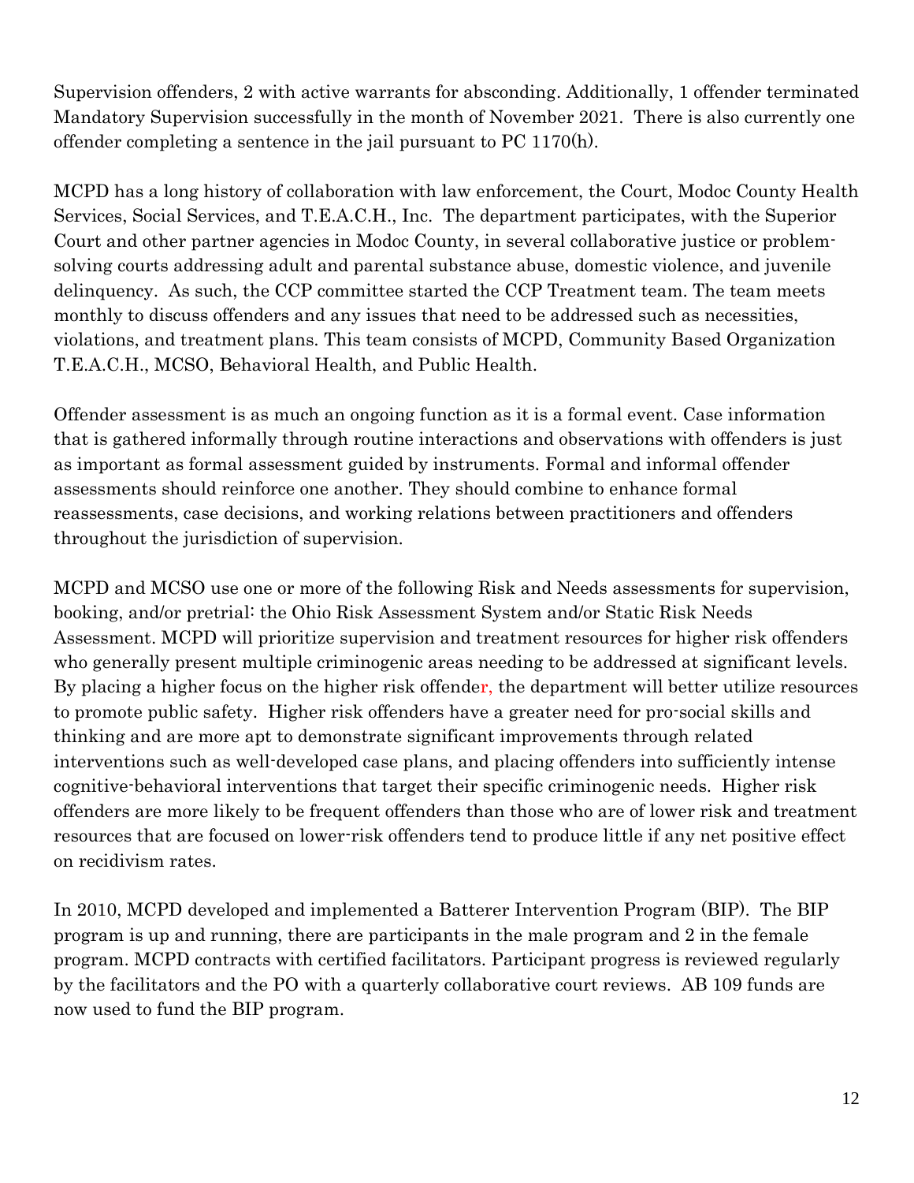Supervision offenders, 2 with active warrants for absconding. Additionally, 1 offender terminated Mandatory Supervision successfully in the month of November 2021. There is also currently one offender completing a sentence in the jail pursuant to PC 1170(h).

MCPD has a long history of collaboration with law enforcement, the Court, Modoc County Health Services, Social Services, and T.E.A.C.H., Inc. The department participates, with the Superior Court and other partner agencies in Modoc County, in several collaborative justice or problem-solving courts addressing adult and parental substance abuse, domestic violence, and juvenile delinquency. As such, the CCP committee started the CCP Treatment team. The team meets monthly to discuss offenders and any issues that need to be addressed such as necessities, violations, and treatment plans. This team consists of MCPD, Community Based Organization T.E.A.C.H., MCSO, Behavioral Health, and Public Health.

Offender assessment is as much an ongoing function as it is a formal event. Case information that is gathered informally through routine interactions and observations with offenders is just as important as formal assessment guided by instruments. Formal and informal offender assessments should reinforce one another. They should combine to enhance formal reassessments, case decisions, and working relations between practitioners and offenders throughout the jurisdiction of supervision.

MCPD and MCSO use one or more of the following Risk and Needs assessments for supervision, booking, and/or pretrial: the Ohio Risk Assessment System and/or Static Risk Needs Assessment. MCPD will prioritize supervision and treatment resources for higher risk offenders who generally present multiple criminogenic areas needing to be addressed at significant levels. By placing a higher focus on the higher risk offender, the department will better utilize resources to promote public safety. Higher risk offenders have a greater need for pro-social skills and thinking and are more apt to demonstrate significant improvements through related interventions such as well-developed case plans, and placing offenders into sufficiently intense cognitive-behavioral interventions that target their specific criminogenic needs. Higher risk offenders are more likely to be frequent offenders than those who are of lower risk and treatment resources that are focused on lower-risk offenders tend to produce little if any net positive effect on recidivism rates.

In 2010, MCPD developed and implemented a Batterer Intervention Program (BIP). The BIP program is up and running, there are participants in the male program and 2 in the female program. MCPD contracts with certified facilitators. Participant progress is reviewed regularly by the facilitators and the PO with a quarterly collaborative court reviews. AB 109 funds are now used to fund the BIP program.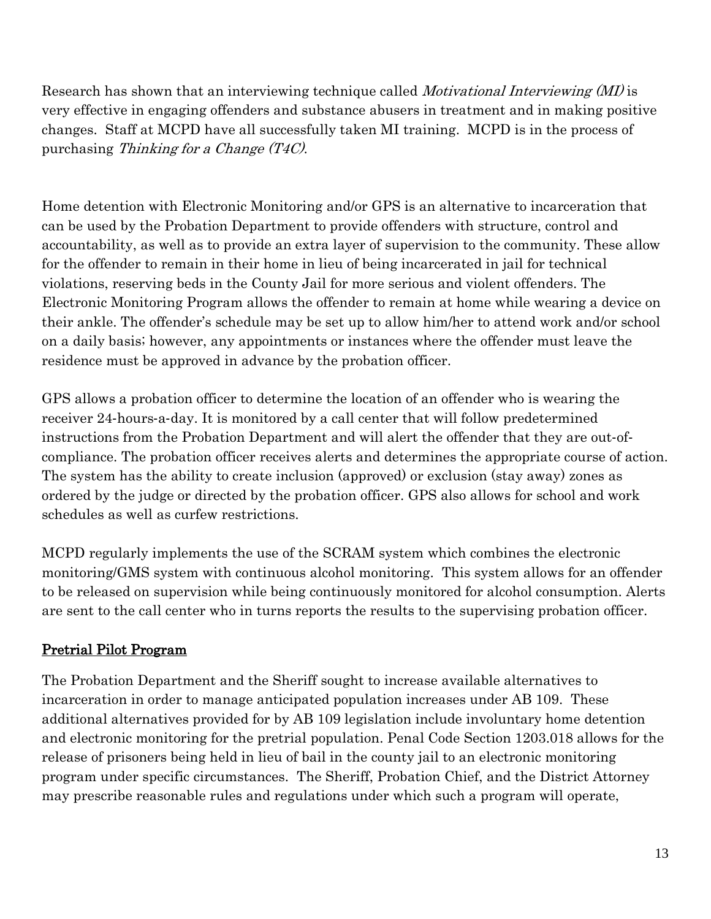Research has shown that an interviewing technique called *Motivational Interviewing (MI)* is very effective in engaging offenders and substance abusers in treatment and in making positive changes. Staff at MCPD have all successfully taken MI training. MCPD is in the process of purchasing *Thinking for a Change (T4C)*.

Home detention with Electronic Monitoring and/or GPS is an alternative to incarceration that can be used by the Probation Department to provide offenders with structure, control and accountability, as well as to provide an extra layer of supervision to the community. These allow for the offender to remain in their home in lieu of being incarcerated in jail for technical violations, reserving beds in the County Jail for more serious and violent offenders. The Electronic Monitoring Program allows the offender to remain at home while wearing a device on their ankle. The offender's schedule may be set up to allow him/her to attend work and/or school on a daily basis; however, any appointments or instances where the offender must leave the residence must be approved in advance by the probation officer.

GPS allows a probation officer to determine the location of an offender who is wearing the receiver 24-hours-a-day. It is monitored by a call center that will follow predetermined instructions from the Probation Department and will alert the offender that they are out-of-compliance. The probation officer receives alerts and determines the appropriate course of action. The system has the ability to create inclusion (approved) or exclusion (stay away) zones as ordered by the judge or directed by the probation officer. GPS also allows for school and work schedules as well as curfew restrictions.

MCPD regularly implements the use of the SCRAM system which combines the electronic monitoring/GMS system with continuous alcohol monitoring. This system allows for an offender to be released on supervision while being continuously monitored for alcohol consumption. Alerts are sent to the call center who in turns reports the results to the supervising probation officer.

## Pretrial Pilot Program

The Probation Department and the Sheriff sought to increase available alternatives to incarceration in order to manage anticipated population increases under AB 109. These additional alternatives provided for by AB 109 legislation include involuntary home detention and electronic monitoring for the pretrial population. Penal Code Section 1203.018 allows for the release of prisoners being held in lieu of bail in the county jail to an electronic monitoring program under specific circumstances. The Sheriff, Probation Chief, and the District Attorney may prescribe reasonable rules and regulations under which such a program will operate,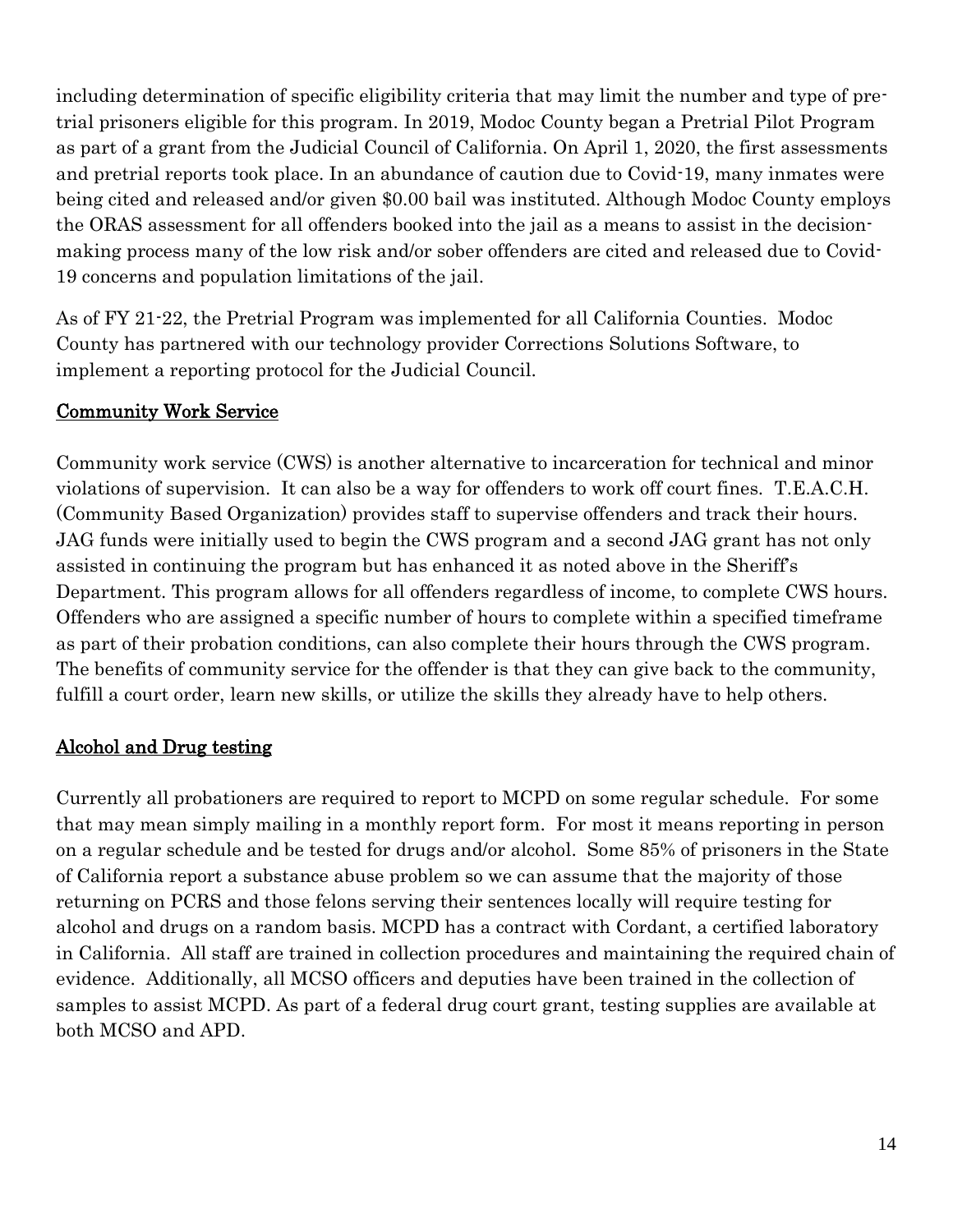including determination of specific eligibility criteria that may limit the number and type of pre-trial prisoners eligible for this program. In 2019, Modoc County began a Pretrial Pilot Program as part of a grant from the Judicial Council of California. On April 1, 2020, the first assessments and pretrial reports took place. In an abundance of caution due to Covid-19, many inmates were being cited and released and/or given $0.00 bail was instituted. Although Modoc County employs the ORAS assessment for all offenders booked into the jail as a means to assist in the decision-making process many of the low risk and/or sober offenders are cited and released due to Covid-19 concerns and population limitations of the jail.

As of FY 21-22, the Pretrial Program was implemented for all California Counties. Modoc County has partnered with our technology provider Corrections Solutions Software, to implement a reporting protocol for the Judicial Council.

## Community Work Service

Community work service (CWS) is another alternative to incarceration for technical and minor violations of supervision. It can also be a way for offenders to work off court fines. T.E.A.C.H. (Community Based Organization) provides staff to supervise offenders and track their hours. JAG funds were initially used to begin the CWS program and a second JAG grant has not only assisted in continuing the program but has enhanced it as noted above in the Sheriff's Department. This program allows for all offenders regardless of income, to complete CWS hours. Offenders who are assigned a specific number of hours to complete within a specified timeframe as part of their probation conditions, can also complete their hours through the CWS program. The benefits of community service for the offender is that they can give back to the community, fulfill a court order, learn new skills, or utilize the skills they already have to help others.

## Alcohol and Drug testing

Currently all probationers are required to report to MCPD on some regular schedule. For some that may mean simply mailing in a monthly report form. For most it means reporting in person on a regular schedule and be tested for drugs and/or alcohol. Some 85% of prisoners in the State of California report a substance abuse problem so we can assume that the majority of those returning on PCRS and those felons serving their sentences locally will require testing for alcohol and drugs on a random basis. MCPD has a contract with Cordant, a certified laboratory in California. All staff are trained in collection procedures and maintaining the required chain of evidence. Additionally, all MCSO officers and deputies have been trained in the collection of samples to assist MCPD. As part of a federal drug court grant, testing supplies are available at both MCSO and APD.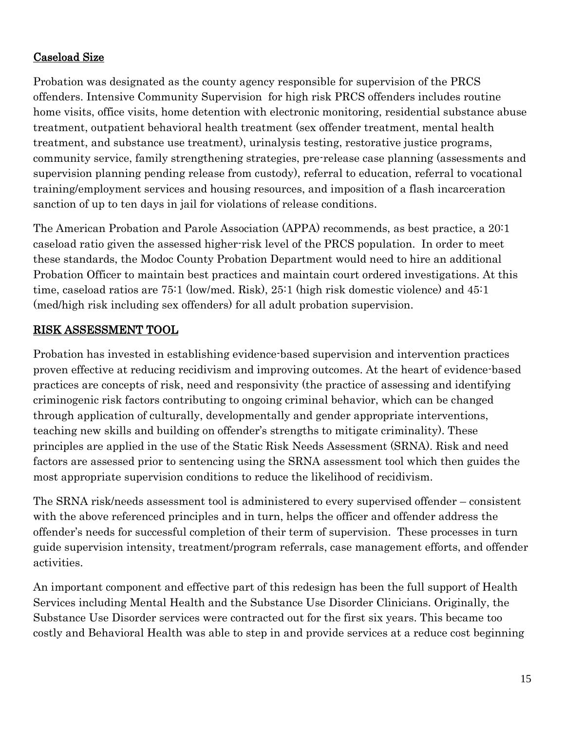## Caseload Size

Probation was designated as the county agency responsible for supervision of the PRCS offenders. Intensive Community Supervision for high risk PRCS offenders includes routine home visits, office visits, home detention with electronic monitoring, residential substance abuse treatment, outpatient behavioral health treatment (sex offender treatment, mental health treatment, and substance use treatment), urinalysis testing, restorative justice programs, community service, family strengthening strategies, pre-release case planning (assessments and supervision planning pending release from custody), referral to education, referral to vocational training/employment services and housing resources, and imposition of a flash incarceration sanction of up to ten days in jail for violations of release conditions.

The American Probation and Parole Association (APPA) recommends, as best practice, a 20:1 caseload ratio given the assessed higher-risk level of the PRCS population. In order to meet these standards, the Modoc County Probation Department would need to hire an additional Probation Officer to maintain best practices and maintain court ordered investigations. At this time, caseload ratios are 75:1 (low/med. Risk), 25:1 (high risk domestic violence) and 45:1 (med/high risk including sex offenders) for all adult probation supervision.

## RISK ASSESSMENT TOOL

Probation has invested in establishing evidence-based supervision and intervention practices proven effective at reducing recidivism and improving outcomes. At the heart of evidence-based practices are concepts of risk, need and responsivity (the practice of assessing and identifying criminogenic risk factors contributing to ongoing criminal behavior, which can be changed through application of culturally, developmentally and gender appropriate interventions, teaching new skills and building on offender's strengths to mitigate criminality). These principles are applied in the use of the Static Risk Needs Assessment (SRNA). Risk and need factors are assessed prior to sentencing using the SRNA assessment tool which then guides the most appropriate supervision conditions to reduce the likelihood of recidivism.

The SRNA risk/needs assessment tool is administered to every supervised offender – consistent with the above referenced principles and in turn, helps the officer and offender address the offender's needs for successful completion of their term of supervision. These processes in turn guide supervision intensity, treatment/program referrals, case management efforts, and offender activities.

An important component and effective part of this redesign has been the full support of Health Services including Mental Health and the Substance Use Disorder Clinicians. Originally, the Substance Use Disorder services were contracted out for the first six years. This became too costly and Behavioral Health was able to step in and provide services at a reduce cost beginning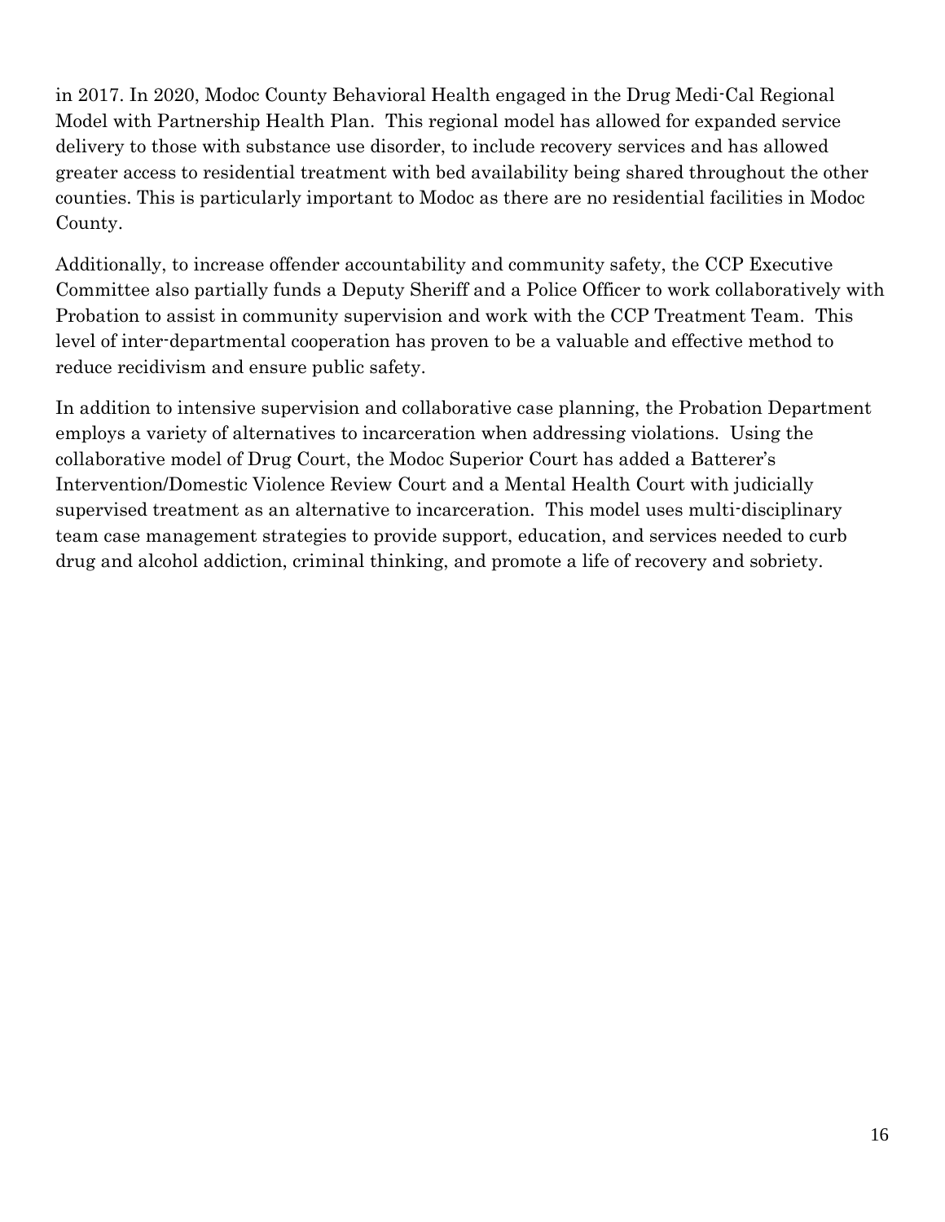in 2017. In 2020, Modoc County Behavioral Health engaged in the Drug Medi-Cal Regional Model with Partnership Health Plan. This regional model has allowed for expanded service delivery to those with substance use disorder, to include recovery services and has allowed greater access to residential treatment with bed availability being shared throughout the other counties. This is particularly important to Modoc as there are no residential facilities in Modoc County.

Additionally, to increase offender accountability and community safety, the CCP Executive Committee also partially funds a Deputy Sheriff and a Police Officer to work collaboratively with Probation to assist in community supervision and work with the CCP Treatment Team. This level of inter-departmental cooperation has proven to be a valuable and effective method to reduce recidivism and ensure public safety.

In addition to intensive supervision and collaborative case planning, the Probation Department employs a variety of alternatives to incarceration when addressing violations. Using the collaborative model of Drug Court, the Modoc Superior Court has added a Batterer's Intervention/Domestic Violence Review Court and a Mental Health Court with judicially supervised treatment as an alternative to incarceration. This model uses multi-disciplinary team case management strategies to provide support, education, and services needed to curb drug and alcohol addiction, criminal thinking, and promote a life of recovery and sobriety.